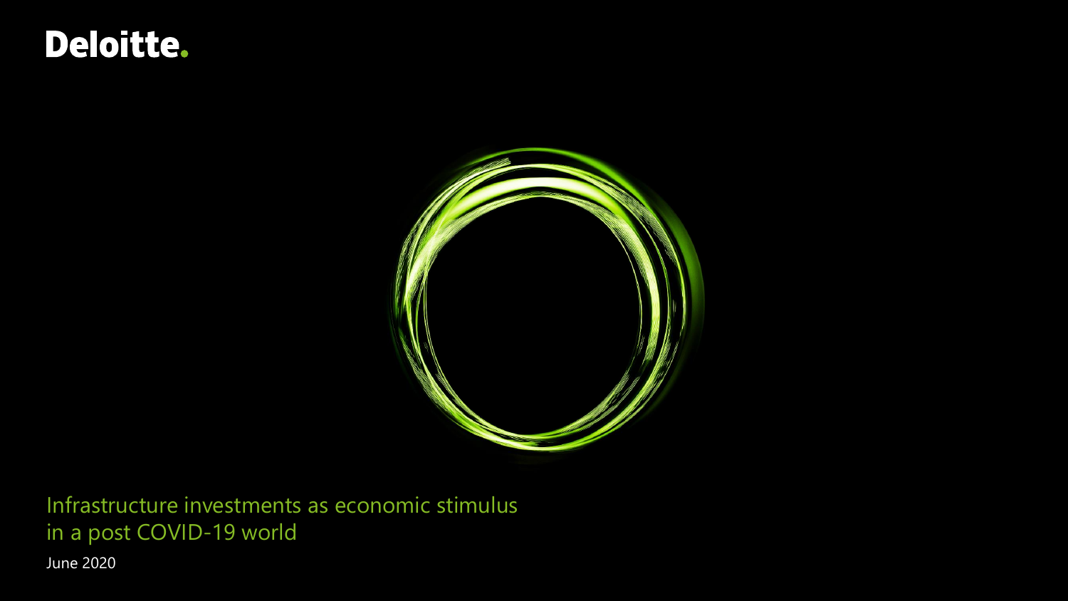Deloitte.

# Infrastructure investments as economic stimulus in a post COVID-19 world

June 2020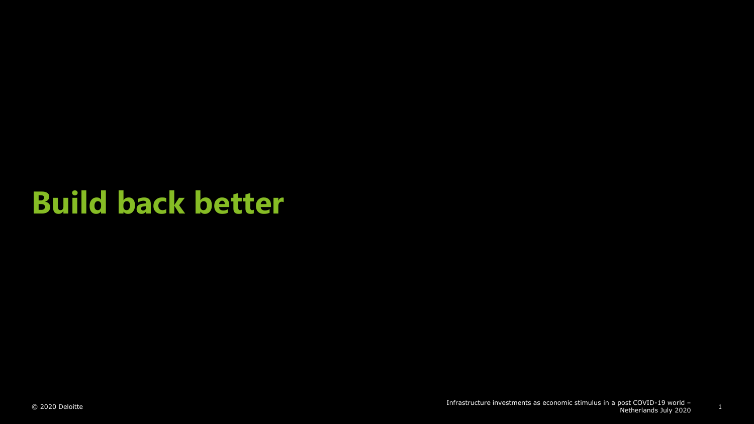# Build back better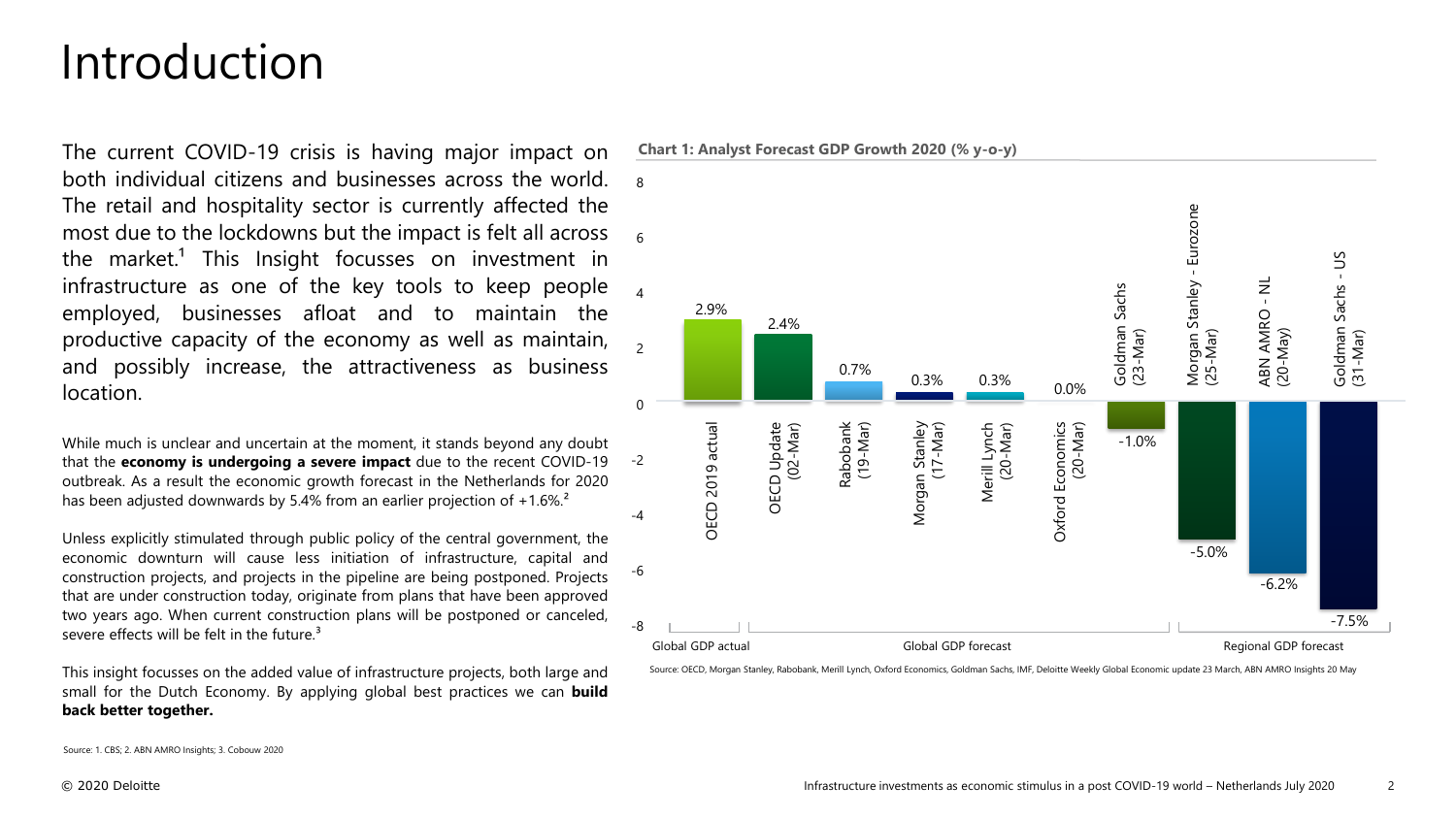# Introduction

The current COVID-19 crisis is having major impact on both individual citizens and businesses across the world. The retail and hospitality sector is currently affected the most due to the lockdowns but the impact is felt all across the market.[1] This Insight focusses on investment in infrastructure as one of the key tools to keep people employed, businesses afloat and to maintain the productive capacity of the economy as well as maintain, and possibly increase, the attractiveness as business location.

While much is unclear and uncertain at the moment, it stands beyond any doubt that the **economy is undergoing a severe impact** due to the recent COVID-19 outbreak. As a result the economic growth forecast in the Netherlands for 2020 has been adjusted downwards by 5.4% from an earlier projection of +1.6%.[2]

Unless explicitly stimulated through public policy of the central government, the economic downturn will cause less initiation of infrastructure, capital and construction projects, and projects in the pipeline are being postponed. Projects that are under construction today, originate from plans that have been approved two years ago. When current construction plans will be postponed or canceled, severe effects will be felt in the future.[3]

This insight focusses on the added value of infrastructure projects, both large and small for the Dutch Economy. By applying global best practices we can **build back better together.**

Source: 1. CBS; 2. ABN AMRO Insights; 3. Cobouw 2020

**Chart 1: Analyst Forecast GDP Growth 2020 (% y-o-y)**

| Category | Source | GDP Growth 2020 (% y-o-y) |
|---|---|---|
| Global GDP actual | OECD 2019 actual | 2.9% |
| Global GDP forecast | OECD Update (02-Mar) | 2.4% |
| Global GDP forecast | Rabobank (19-Mar) | 0.7% |
| Global GDP forecast | Morgan Stanley (17-Mar) | 0.3% |
| Global GDP forecast | Merill Lynch (20-Mar) | 0.3% |
| Global GDP forecast | Oxford Economics (20-Mar) | 0.0% |
| Global GDP forecast | Goldman Sachs (23-Mar) | -1.0% |
| Regional GDP forecast | Morgan Stanley - Eurozone (25-Mar) | -5.0% |
| Regional GDP forecast | ABN AMRO - NL (20-May) | -6.2% |
| Regional GDP forecast | Goldman Sachs - US (31-Mar) | -7.5% |

Source: OECD, Morgan Stanley, Rabobank, Merill Lynch, Oxford Economics, Goldman Sachs, IMF, Deloitte Weekly Global Economic update 23 March, ABN AMRO Insights 20 May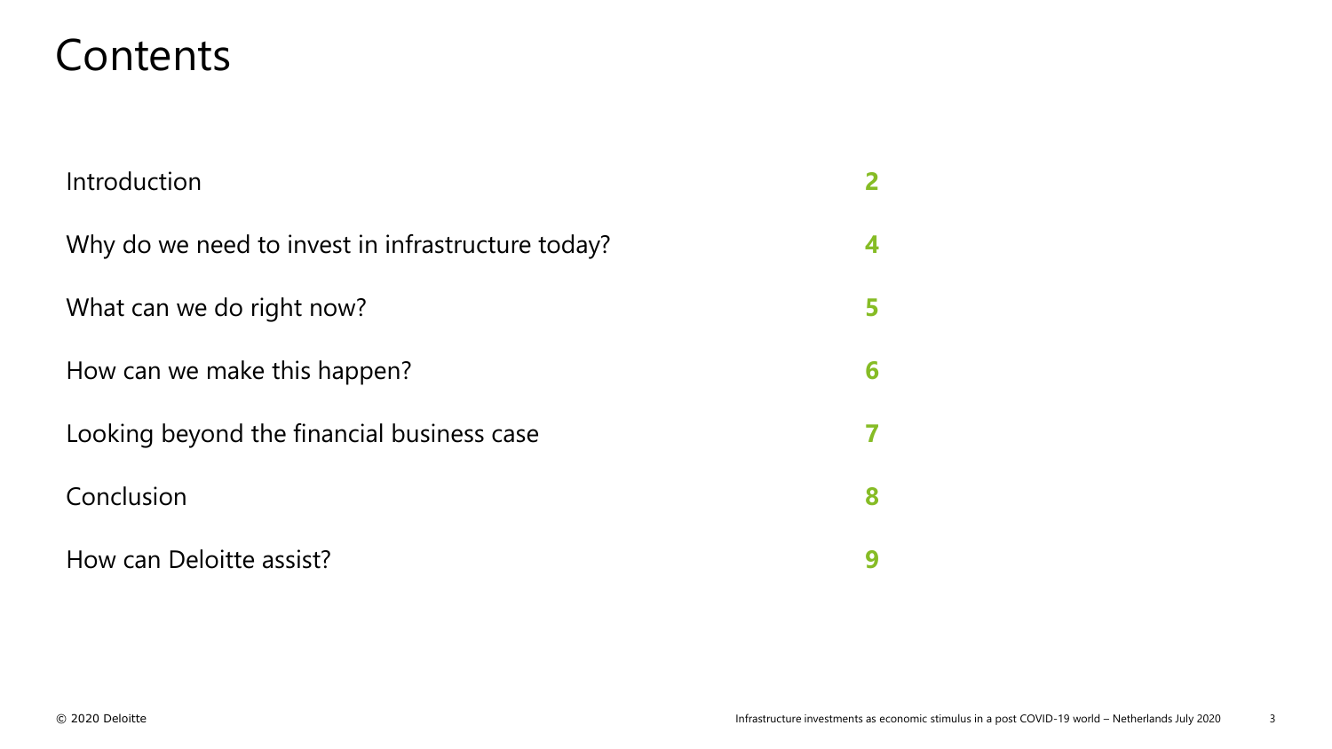# Contents

| | |
|---|---|
| Introduction | **2** |
| Why do we need to invest in infrastructure today? | **4** |
| What can we do right now? | **5** |
| How can we make this happen? | **6** |
| Looking beyond the financial business case | **7** |
| Conclusion | **8** |
| How can Deloitte assist? | **9** |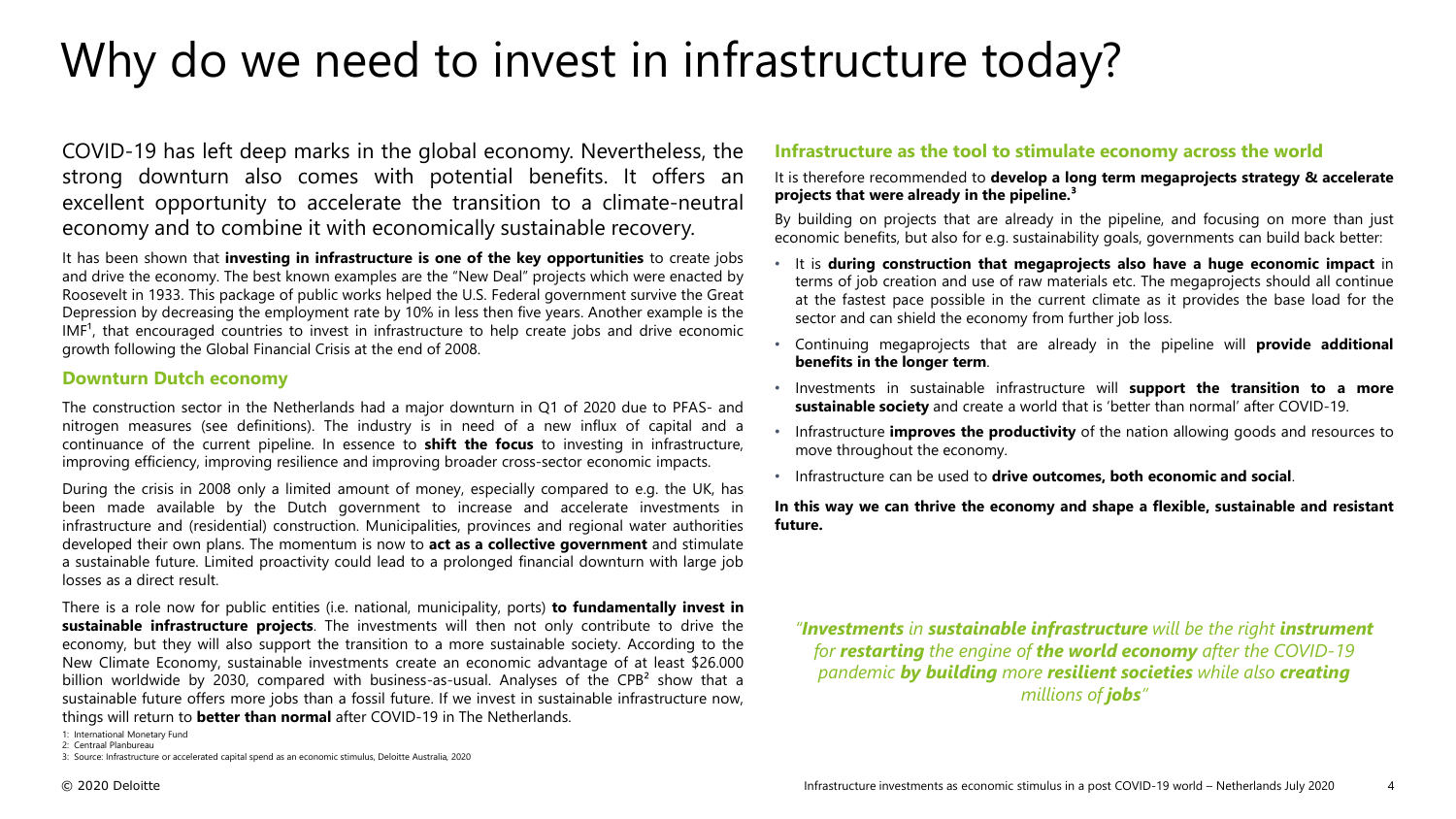# Why do we need to invest in infrastructure today?

COVID-19 has left deep marks in the global economy. Nevertheless, the strong downturn also comes with potential benefits. It offers an excellent opportunity to accelerate the transition to a climate-neutral economy and to combine it with economically sustainable recovery.

It has been shown that **investing in infrastructure is one of the key opportunities** to create jobs and drive the economy. The best known examples are the "New Deal" projects which were enacted by Roosevelt in 1933. This package of public works helped the U.S. Federal government survive the Great Depression by decreasing the employment rate by 10% in less then five years. Another example is the IMF[1], that encouraged countries to invest in infrastructure to help create jobs and drive economic growth following the Global Financial Crisis at the end of 2008.

## Downturn Dutch economy

The construction sector in the Netherlands had a major downturn in Q1 of 2020 due to PFAS- and nitrogen measures (see definitions). The industry is in need of a new influx of capital and a continuance of the current pipeline. In essence to **shift the focus** to investing in infrastructure, improving efficiency, improving resilience and improving broader cross-sector economic impacts.

During the crisis in 2008 only a limited amount of money, especially compared to e.g. the UK, has been made available by the Dutch government to increase and accelerate investments in infrastructure and (residential) construction. Municipalities, provinces and regional water authorities developed their own plans. The momentum is now to **act as a collective government** and stimulate a sustainable future. Limited proactivity could lead to a prolonged financial downturn with large job losses as a direct result.

There is a role now for public entities (i.e. national, municipality, ports) **to fundamentally invest in sustainable infrastructure projects**. The investments will then not only contribute to drive the economy, but they will also support the transition to a more sustainable society. According to the New Climate Economy, sustainable investments create an economic advantage of at least $26.000 billion worldwide by 2030, compared with business-as-usual. Analyses of the CPB[2] show that a sustainable future offers more jobs than a fossil future. If we invest in sustainable infrastructure now, things will return to **better than normal** after COVID-19 in The Netherlands.

## Infrastructure as the tool to stimulate economy across the world

It is therefore recommended to **develop a long term megaprojects strategy & accelerate projects that were already in the pipeline.[3]**

By building on projects that are already in the pipeline, and focusing on more than just economic benefits, but also for e.g. sustainability goals, governments can build back better:

- It is **during construction that megaprojects also have a huge economic impact** in terms of job creation and use of raw materials etc. The megaprojects should all continue at the fastest pace possible in the current climate as it provides the base load for the sector and can shield the economy from further job loss.
- Continuing megaprojects that are already in the pipeline will **provide additional benefits in the longer term**.
- Investments in sustainable infrastructure will **support the transition to a more sustainable society** and create a world that is 'better than normal' after COVID-19.
- Infrastructure **improves the productivity** of the nation allowing goods and resources to move throughout the economy.
- Infrastructure can be used to **drive outcomes, both economic and social**.

**In this way we can thrive the economy and shape a flexible, sustainable and resistant future.**

*"**Investments** in **sustainable infrastructure** will be the right **instrument** for **restarting** the engine of **the world economy** after the COVID-19 pandemic **by building** more **resilient societies** while also **creating** millions of **jobs**"*

1: International Monetary Fund
2: Centraal Planbureau
3: Source: Infrastructure or accelerated capital spend as an economic stimulus, Deloitte Australia, 2020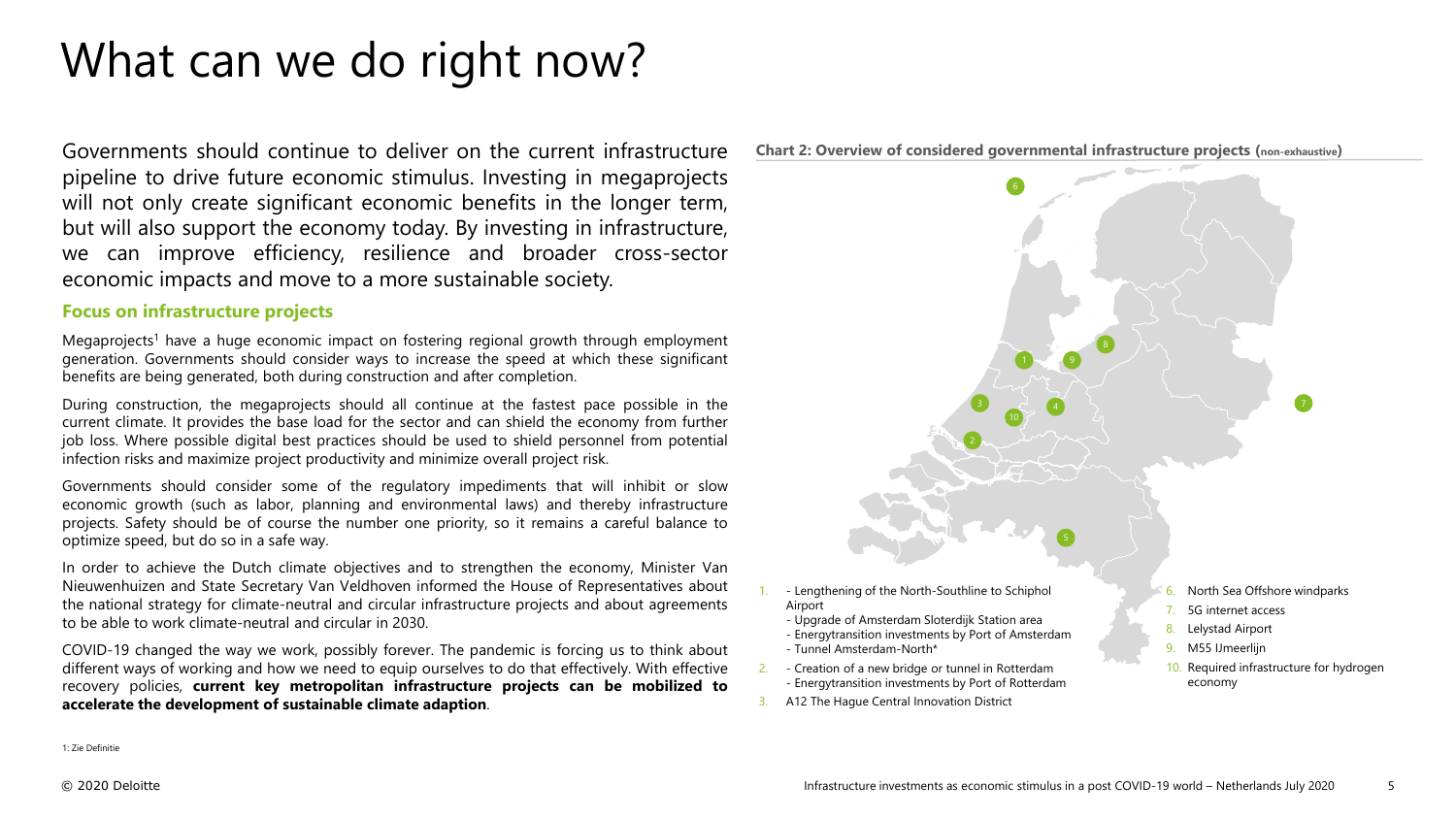# What can we do right now?

Governments should continue to deliver on the current infrastructure pipeline to drive future economic stimulus. Investing in megaprojects will not only create significant economic benefits in the longer term, but will also support the economy today. By investing in infrastructure, we can improve efficiency, resilience and broader cross-sector economic impacts and move to a more sustainable society.

### Focus on infrastructure projects

Megaprojects[1] have a huge economic impact on fostering regional growth through employment generation. Governments should consider ways to increase the speed at which these significant benefits are being generated, both during construction and after completion.

During construction, the megaprojects should all continue at the fastest pace possible in the current climate. It provides the base load for the sector and can shield the economy from further job loss. Where possible digital best practices should be used to shield personnel from potential infection risks and maximize project productivity and minimize overall project risk.

Governments should consider some of the regulatory impediments that will inhibit or slow economic growth (such as labor, planning and environmental laws) and thereby infrastructure projects. Safety should be of course the number one priority, so it remains a careful balance to optimize speed, but do so in a safe way.

In order to achieve the Dutch climate objectives and to strengthen the economy, Minister Van Nieuwenhuizen and State Secretary Van Veldhoven informed the House of Representatives about the national strategy for climate-neutral and circular infrastructure projects and about agreements to be able to work climate-neutral and circular in 2030.

COVID-19 changed the way we work, possibly forever. The pandemic is forcing us to think about different ways of working and how we need to equip ourselves to do that effectively. With effective recovery policies, **current key metropolitan infrastructure projects can be mobilized to accelerate the development of sustainable climate adaption**.

**Chart 2: Overview of considered governmental infrastructure projects (non-exhaustive)**

1. - Lengthening of the North-Southline to Schiphol Airport
   - Upgrade of Amsterdam Sloterdijk Station area
   - Energytransition investments by Port of Amsterdam
   - Tunnel Amsterdam-North*
2. - Creation of a new bridge or tunnel in Rotterdam
   - Energytransition investments by Port of Rotterdam
3. A12 The Hague Central Innovation District
4. 
5. 
6. North Sea Offshore windparks
7. 5G internet access
8. Lelystad Airport
9. M55 IJmeerlijn
10. Required infrastructure for hydrogen economy

1: Zie Definitie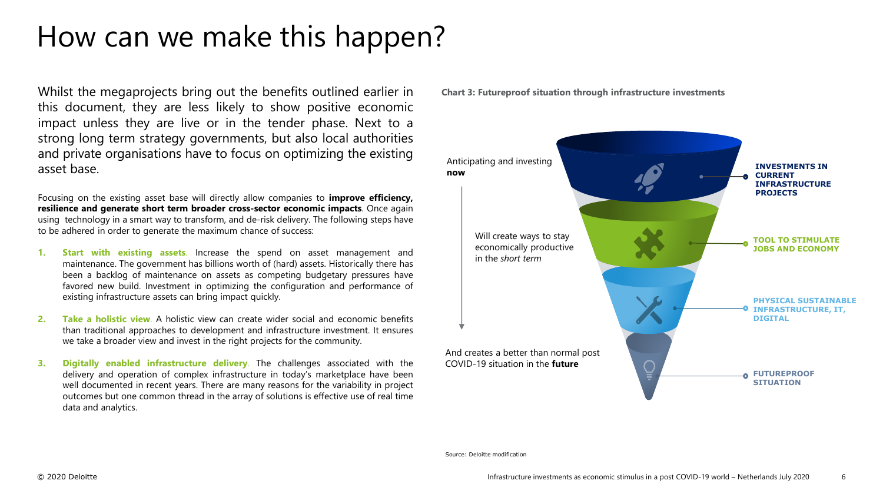# How can we make this happen?

Whilst the megaprojects bring out the benefits outlined earlier in this document, they are less likely to show positive economic impact unless they are live or in the tender phase. Next to a strong long term strategy governments, but also local authorities and private organisations have to focus on optimizing the existing asset base.

Focusing on the existing asset base will directly allow companies to **improve efficiency, resilience and generate short term broader cross-sector economic impacts**. Once again using technology in a smart way to transform, and de-risk delivery. The following steps have to be adhered in order to generate the maximum chance of success:

1. **Start with existing assets**. Increase the spend on asset management and maintenance. The government has billions worth of (hard) assets. Historically there has been a backlog of maintenance on assets as competing budgetary pressures have favored new build. Investment in optimizing the configuration and performance of existing infrastructure assets can bring impact quickly.
2. **Take a holistic view**. A holistic view can create wider social and economic benefits than traditional approaches to development and infrastructure investment. It ensures we take a broader view and invest in the right projects for the community.
3. **Digitally enabled infrastructure delivery**. The challenges associated with the delivery and operation of complex infrastructure in today's marketplace have been well documented in recent years. There are many reasons for the variability in project outcomes but one common thread in the array of solutions is effective use of real time data and analytics.

**Chart 3: Futureproof situation through infrastructure investments**

Anticipating and investing **now**

Will create ways to stay economically productive in the *short term*

And creates a better than normal post COVID-19 situation in the **future**

- **INVESTMENTS IN CURRENT INFRASTRUCTURE PROJECTS**
- **TOOL TO STIMULATE JOBS AND ECONOMY**
- **PHYSICAL SUSTAINABLE INFRASTRUCTURE, IT, DIGITAL**
- **FUTUREPROOF SITUATION**

Source: Deloitte modification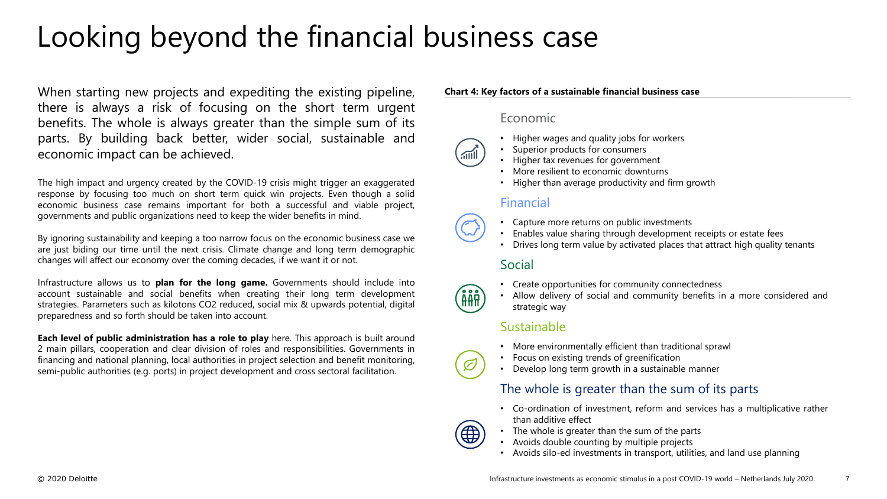# Looking beyond the financial business case

When starting new projects and expediting the existing pipeline, there is always a risk of focusing on the short term urgent benefits. The whole is always greater than the simple sum of its parts. By building back better, wider social, sustainable and economic impact can be achieved.

The high impact and urgency created by the COVID-19 crisis might trigger an exaggerated response by focusing too much on short term quick win projects. Even though a solid economic business case remains important for both a successful and viable project, governments and public organizations need to keep the wider benefits in mind.

By ignoring sustainability and keeping a too narrow focus on the economic business case we are just biding our time until the next crisis. Climate change and long term demographic changes will affect our economy over the coming decades, if we want it or not.

Infrastructure allows us to **plan for the long game.** Governments should include into account sustainable and social benefits when creating their long term development strategies. Parameters such as kilotons CO2 reduced, social mix & upwards potential, digital preparedness and so forth should be taken into account.

**Each level of public administration has a role to play** here. This approach is built around 2 main pillars, cooperation and clear division of roles and responsibilities. Governments in financing and national planning, local authorities in project selection and benefit monitoring, semi-public authorities (e.g. ports) in project development and cross sectoral facilitation.

**Chart 4: Key factors of a sustainable financial business case**

### Economic

- Higher wages and quality jobs for workers
- Superior products for consumers
- Higher tax revenues for government
- More resilient to economic downturns
- Higher than average productivity and firm growth

### Financial

- Capture more returns on public investments
- Enables value sharing through development receipts or estate fees
- Drives long term value by activated places that attract high quality tenants

### Social

- Create opportunities for community connectedness
- Allow delivery of social and community benefits in a more considered and strategic way

### Sustainable

- More environmentally efficient than traditional sprawl
- Focus on existing trends of greenification
- Develop long term growth in a sustainable manner

### The whole is greater than the sum of its parts

- Co-ordination of investment, reform and services has a multiplicative rather than additive effect
- The whole is greater than the sum of the parts
- Avoids double counting by multiple projects
- Avoids silo-ed investments in transport, utilities, and land use planning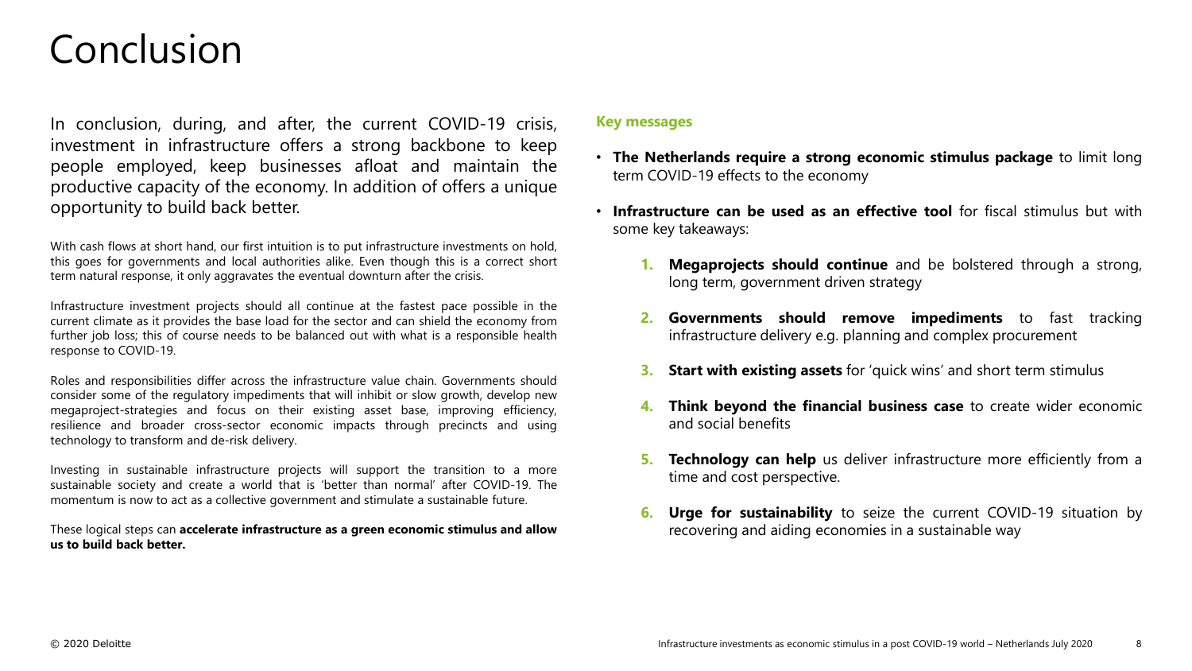# Conclusion

In conclusion, during, and after, the current COVID-19 crisis, investment in infrastructure offers a strong backbone to keep people employed, keep businesses afloat and maintain the productive capacity of the economy. In addition of offers a unique opportunity to build back better.

With cash flows at short hand, our first intuition is to put infrastructure investments on hold, this goes for governments and local authorities alike. Even though this is a correct short term natural response, it only aggravates the eventual downturn after the crisis.

Infrastructure investment projects should all continue at the fastest pace possible in the current climate as it provides the base load for the sector and can shield the economy from further job loss; this of course needs to be balanced out with what is a responsible health response to COVID-19.

Roles and responsibilities differ across the infrastructure value chain. Governments should consider some of the regulatory impediments that will inhibit or slow growth, develop new megaproject-strategies and focus on their existing asset base, improving efficiency, resilience and broader cross-sector economic impacts through precincts and using technology to transform and de-risk delivery.

Investing in sustainable infrastructure projects will support the transition to a more sustainable society and create a world that is 'better than normal' after COVID-19. The momentum is now to act as a collective government and stimulate a sustainable future.

These logical steps can **accelerate infrastructure as a green economic stimulus and allow us to build back better.**

**Key messages**

- **The Netherlands require a strong economic stimulus package** to limit long term COVID-19 effects to the economy
- **Infrastructure can be used as an effective tool** for fiscal stimulus but with some key takeaways:
  1. **Megaprojects should continue** and be bolstered through a strong, long term, government driven strategy
  2. **Governments should remove impediments** to fast tracking infrastructure delivery e.g. planning and complex procurement
  3. **Start with existing assets** for 'quick wins' and short term stimulus
  4. **Think beyond the financial business case** to create wider economic and social benefits
  5. **Technology can help** us deliver infrastructure more efficiently from a time and cost perspective.
  6. **Urge for sustainability** to seize the current COVID-19 situation by recovering and aiding economies in a sustainable way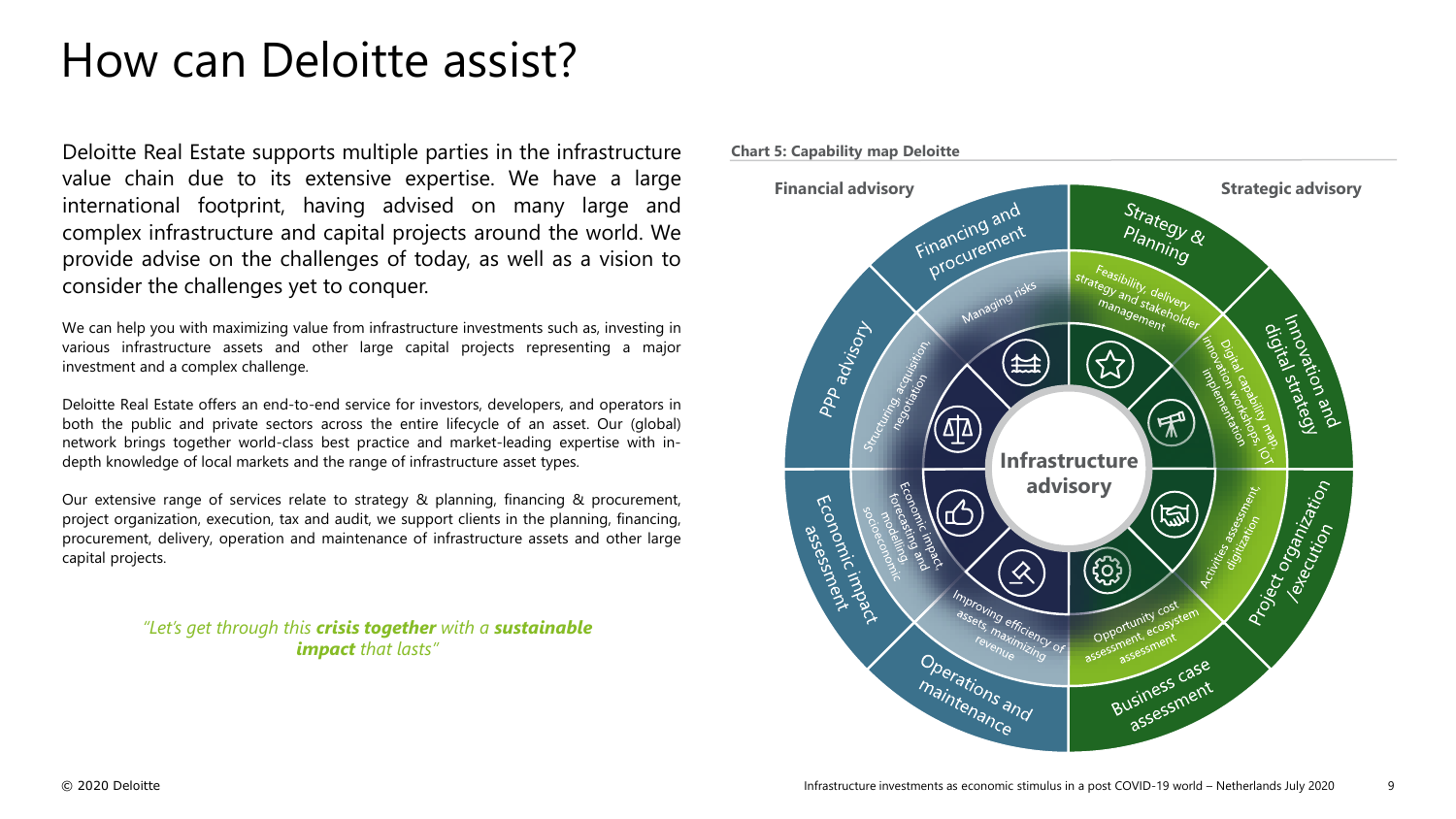# How can Deloitte assist?

Deloitte Real Estate supports multiple parties in the infrastructure value chain due to its extensive expertise. We have a large international footprint, having advised on many large and complex infrastructure and capital projects around the world. We provide advise on the challenges of today, as well as a vision to consider the challenges yet to conquer.

We can help you with maximizing value from infrastructure investments such as, investing in various infrastructure assets and other large capital projects representing a major investment and a complex challenge.

Deloitte Real Estate offers an end-to-end service for investors, developers, and operators in both the public and private sectors across the entire lifecycle of an asset. Our (global) network brings together world-class best practice and market-leading expertise with in-depth knowledge of local markets and the range of infrastructure asset types.

Our extensive range of services relate to strategy & planning, financing & procurement, project organization, execution, tax and audit, we support clients in the planning, financing, procurement, delivery, operation and maintenance of infrastructure assets and other large capital projects.

*"Let's get through this* ***crisis together*** *with a* ***sustainable impact*** *that lasts"*

**Chart 5: Capability map Deloitte**

**Financial advisory** | **Strategic advisory**

Infrastructure advisory

- Financing and procurement – Managing risks
- PPP advisory – Structuring, acquisition, negotiation
- Economic impact assessment – Economic impact, forecasting and modeling socioeconomic
- Operations and maintenance – Improving efficiency of assets, maximizing revenue
- Business case assessment – Opportunity cost assessment, ecosystem assessment
- Project organization /execution – Activities assessment, digitization
- Innovation and digital strategy – Digital capability map, innovation workshops, IOT implementation
- Strategy & Planning – Feasibility, delivery strategy and stakeholder management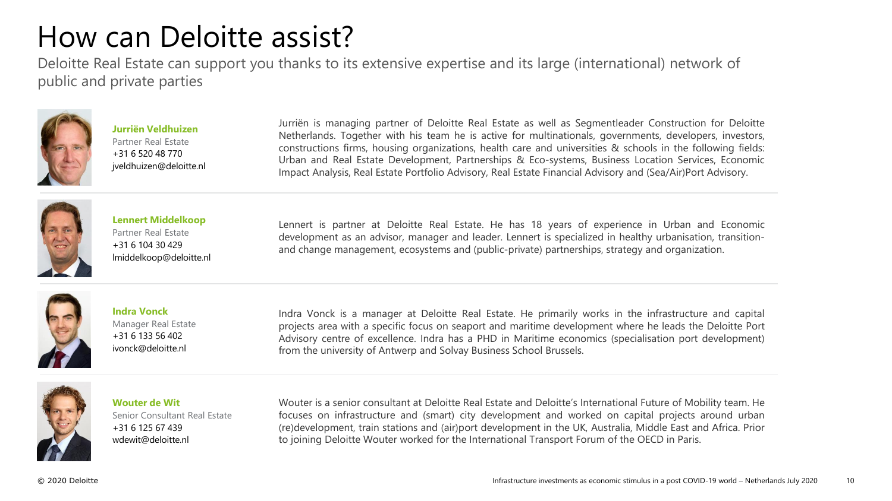# How can Deloitte assist?

Deloitte Real Estate can support you thanks to its extensive expertise and its large (international) network of public and private parties

**Jurriën Veldhuizen**
Partner Real Estate
+31 6 520 48 770
jveldhuizen@deloitte.nl

Jurriën is managing partner of Deloitte Real Estate as well as Segmentleader Construction for Deloitte Netherlands. Together with his team he is active for multinationals, governments, developers, investors, constructions firms, housing organizations, health care and universities & schools in the following fields: Urban and Real Estate Development, Partnerships & Eco-systems, Business Location Services, Economic Impact Analysis, Real Estate Portfolio Advisory, Real Estate Financial Advisory and (Sea/Air)Port Advisory.

**Lennert Middelkoop**
Partner Real Estate
+31 6 104 30 429
lmiddelkoop@deloitte.nl

Lennert is partner at Deloitte Real Estate. He has 18 years of experience in Urban and Economic development as an advisor, manager and leader. Lennert is specialized in healthy urbanisation, transition- and change management, ecosystems and (public-private) partnerships, strategy and organization.

**Indra Vonck**
Manager Real Estate
+31 6 133 56 402
ivonck@deloitte.nl

Indra Vonck is a manager at Deloitte Real Estate. He primarily works in the infrastructure and capital projects area with a specific focus on seaport and maritime development where he leads the Deloitte Port Advisory centre of excellence. Indra has a PHD in Maritime economics (specialisation port development) from the university of Antwerp and Solvay Business School Brussels.

**Wouter de Wit**
Senior Consultant Real Estate
+31 6 125 67 439
wdewit@deloitte.nl

Wouter is a senior consultant at Deloitte Real Estate and Deloitte's International Future of Mobility team. He focuses on infrastructure and (smart) city development and worked on capital projects around urban (re)development, train stations and (air)port development in the UK, Australia, Middle East and Africa. Prior to joining Deloitte Wouter worked for the International Transport Forum of the OECD in Paris.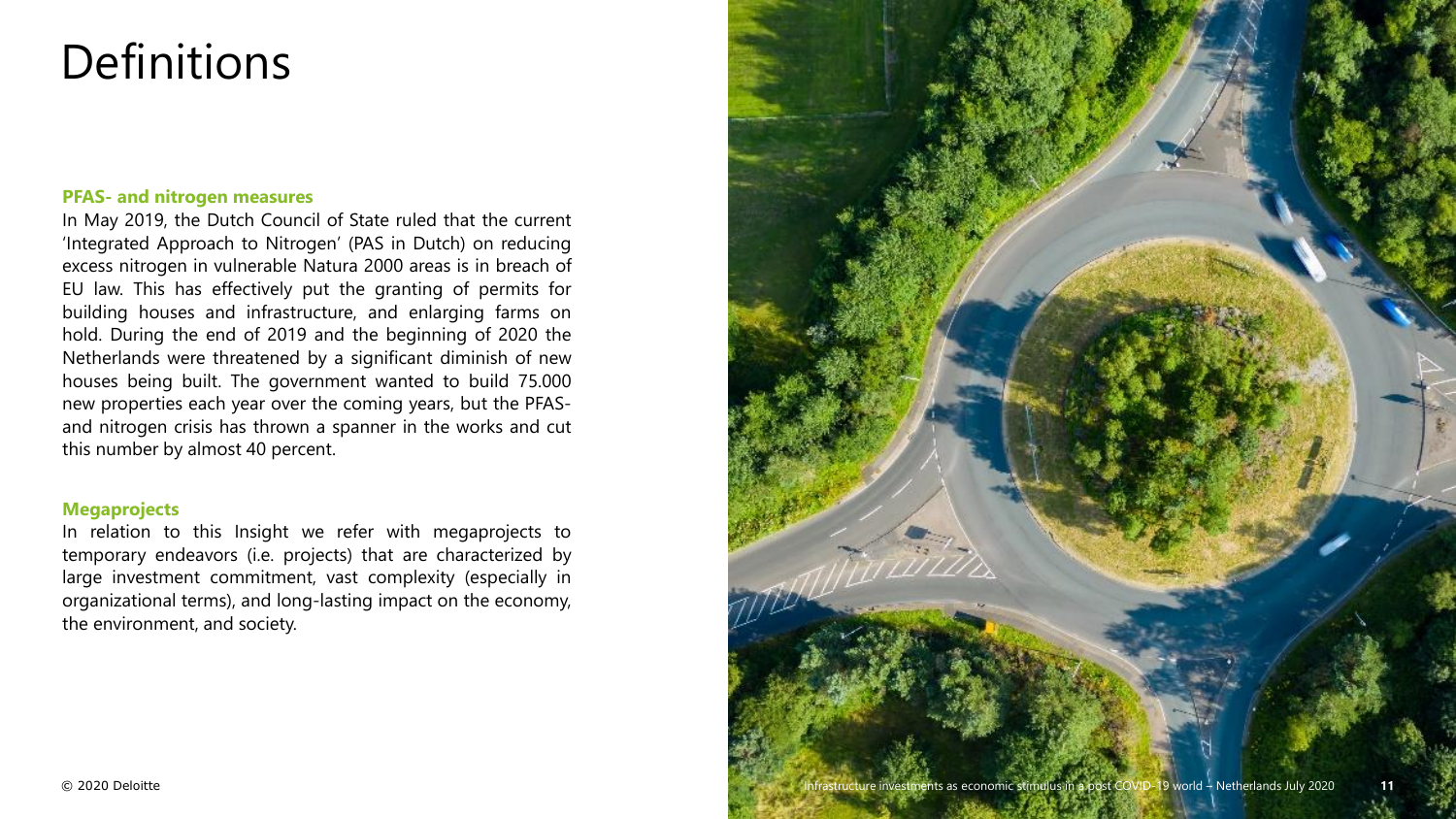# Definitions

**PFAS- and nitrogen measures**

In May 2019, the Dutch Council of State ruled that the current 'Integrated Approach to Nitrogen' (PAS in Dutch) on reducing excess nitrogen in vulnerable Natura 2000 areas is in breach of EU law. This has effectively put the granting of permits for building houses and infrastructure, and enlarging farms on hold. During the end of 2019 and the beginning of 2020 the Netherlands were threatened by a significant diminish of new houses being built. The government wanted to build 75.000 new properties each year over the coming years, but the PFAS- and nitrogen crisis has thrown a spanner in the works and cut this number by almost 40 percent.

**Megaprojects**

In relation to this Insight we refer with megaprojects to temporary endeavors (i.e. projects) that are characterized by large investment commitment, vast complexity (especially in organizational terms), and long-lasting impact on the economy, the environment, and society.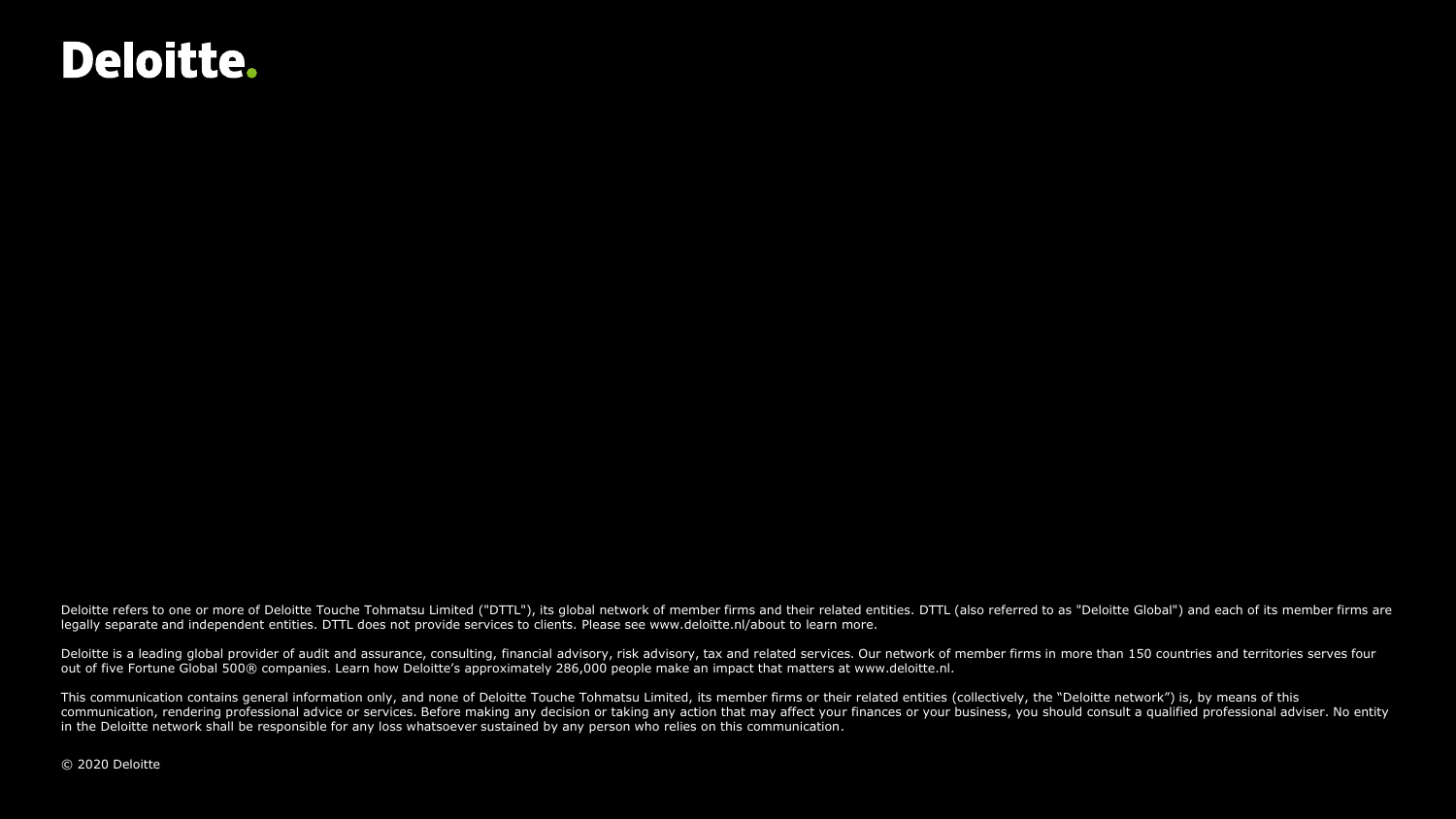# Deloitte.

Deloitte refers to one or more of Deloitte Touche Tohmatsu Limited ("DTTL"), its global network of member firms and their related entities. DTTL (also referred to as "Deloitte Global") and each of its member firms are legally separate and independent entities. DTTL does not provide services to clients. Please see www.deloitte.nl/about to learn more.

Deloitte is a leading global provider of audit and assurance, consulting, financial advisory, risk advisory, tax and related services. Our network of member firms in more than 150 countries and territories serves four out of five Fortune Global 500® companies. Learn how Deloitte's approximately 286,000 people make an impact that matters at www.deloitte.nl.

This communication contains general information only, and none of Deloitte Touche Tohmatsu Limited, its member firms or their related entities (collectively, the "Deloitte network") is, by means of this communication, rendering professional advice or services. Before making any decision or taking any action that may affect your finances or your business, you should consult a qualified professional adviser. No entity in the Deloitte network shall be responsible for any loss whatsoever sustained by any person who relies on this communication.

© 2020 Deloitte